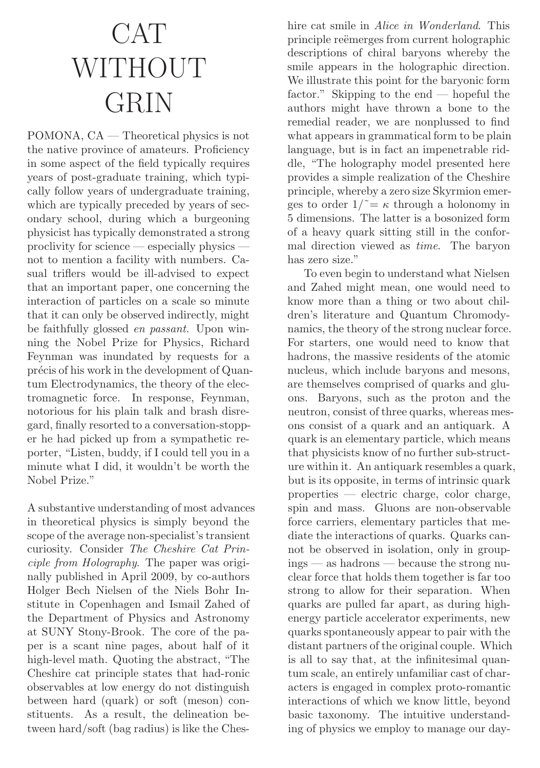# CAT WITHOUT GRIN

POMONA, CA — Theoretical physics is not the native province of amateurs. Proficiency in some aspect of the field typically requires years of post-graduate training, which typically follow years of undergraduate training, which are typically preceded by years of secondary school, during which a burgeoning physicist has typically demonstrated a strong proclivity for science — especially physics — not to mention a facility with numbers. Casual triflers would be ill-advised to expect that an important paper, one concerning the interaction of particles on a scale so minute that it can only be observed indirectly, might be faithfully glossed *en passant*. Upon winning the Nobel Prize for Physics, Richard Feynman was inundated by requests for a précis of his work in the development of Quantum Electrodynamics, the theory of the electromagnetic force. In response, Feynman, notorious for his plain talk and brash disregard, finally resorted to a conversation-stopper he had picked up from a sympathetic reporter, "Listen, buddy, if I could tell you in a minute what I did, it wouldn't be worth the Nobel Prize."

A substantive understanding of most advances in theoretical physics is simply beyond the scope of the average non-specialist's transient curiosity. Consider *The Cheshire Cat Principle from Holography*. The paper was originally published in April 2009, by co-authors Holger Bech Nielsen of the Niels Bohr Institute in Copenhagen and Ismail Zahed of the Department of Physics and Astronomy at SUNY Stony-Brook. The core of the paper is a scant nine pages, about half of it high-level math. Quoting the abstract, "The Cheshire cat principle states that had-ronic observables at low energy do not distinguish between hard (quark) or soft (meson) constituents. As a result, the delineation between hard/soft (bag radius) is like the Cheshire cat smile in *Alice in Wonderland*. This principle reëmerges from current holographic descriptions of chiral baryons whereby the smile appears in the holographic direction. We illustrate this point for the baryonic form factor." Skipping to the end — hopeful the authors might have thrown a bone to the remedial reader, we are nonplussed to find what appears in grammatical form to be plain language, but is in fact an impenetrable riddle, "The holography model presented here provides a simple realization of the Cheshire principle, whereby a zero size Skyrmion emerges to order $1/\tilde{} = \kappa$ through a holonomy in 5 dimensions. The latter is a bosonized form of a heavy quark sitting still in the conformal direction viewed as *time*. The baryon has zero size."

To even begin to understand what Nielsen and Zahed might mean, one would need to know more than a thing or two about children's literature and Quantum Chromodynamics, the theory of the strong nuclear force. For starters, one would need to know that hadrons, the massive residents of the atomic nucleus, which include baryons and mesons, are themselves comprised of quarks and gluons. Baryons, such as the proton and the neutron, consist of three quarks, whereas mesons consist of a quark and an antiquark. A quark is an elementary particle, which means that physicists know of no further sub-structure within it. An antiquark resembles a quark, but is its opposite, in terms of intrinsic quark properties — electric charge, color charge, spin and mass. Gluons are non-observable force carriers, elementary particles that mediate the interactions of quarks. Quarks cannot be observed in isolation, only in groupings — as hadrons — because the strong nuclear force that holds them together is far too strong to allow for their separation. When quarks are pulled far apart, as during high-energy particle accelerator experiments, new quarks spontaneously appear to pair with the distant partners of the original couple. Which is all to say that, at the infinitesimal quantum scale, an entirely unfamiliar cast of characters is engaged in complex proto-romantic interactions of which we know little, beyond basic taxonomy. The intuitive understanding of physics we employ to manage our day-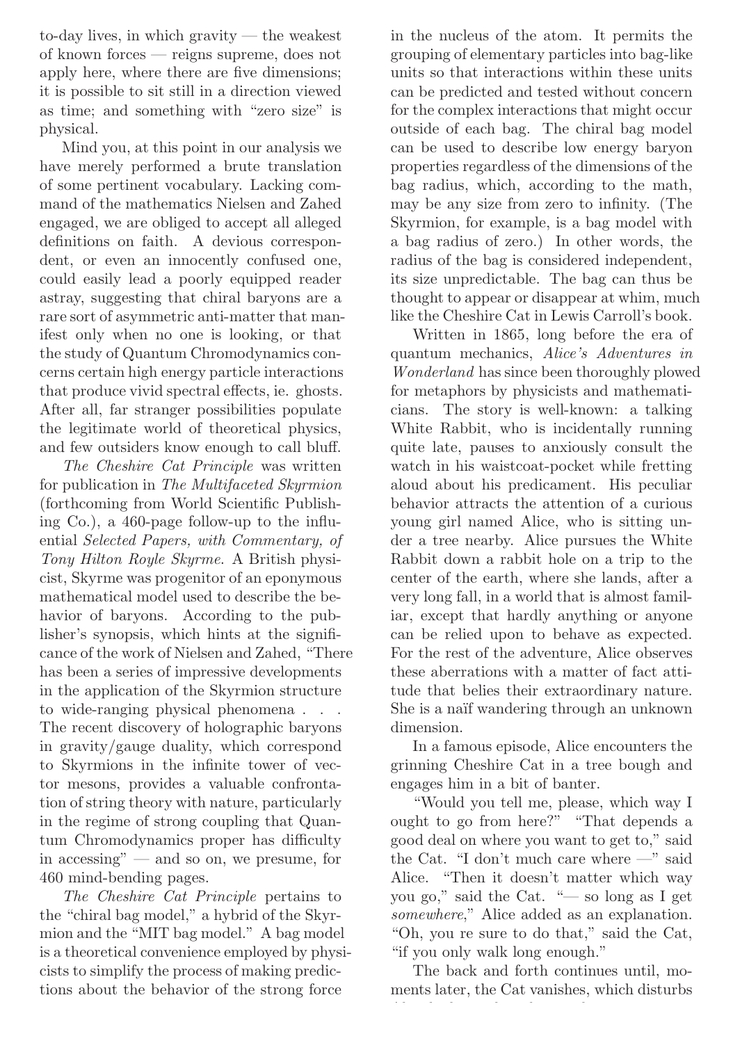to-day lives, in which gravity — the weakest of known forces — reigns supreme, does not apply here, where there are five dimensions; it is possible to sit still in a direction viewed as time; and something with "zero size" is physical.

Mind you, at this point in our analysis we have merely performed a brute translation of some pertinent vocabulary. Lacking command of the mathematics Nielsen and Zahed engaged, we are obliged to accept all alleged definitions on faith. A devious correspondent, or even an innocently confused one, could easily lead a poorly equipped reader astray, suggesting that chiral baryons are a rare sort of asymmetric anti-matter that manifest only when no one is looking, or that the study of Quantum Chromodynamics concerns certain high energy particle interactions that produce vivid spectral effects, ie. ghosts. After all, far stranger possibilities populate the legitimate world of theoretical physics, and few outsiders know enough to call bluff.

*The Cheshire Cat Principle* was written for publication in *The Multifaceted Skyrmion* (forthcoming from World Scientific Publishing Co.), a 460-page follow-up to the influential *Selected Papers, with Commentary, of Tony Hilton Royle Skyrme*. A British physicist, Skyrme was progenitor of an eponymous mathematical model used to describe the behavior of baryons. According to the publisher's synopsis, which hints at the significance of the work of Nielsen and Zahed, "There has been a series of impressive developments in the application of the Skyrmion structure to wide-ranging physical phenomena . . . The recent discovery of holographic baryons in gravity/gauge duality, which correspond to Skyrmions in the infinite tower of vector mesons, provides a valuable confrontation of string theory with nature, particularly in the regime of strong coupling that Quantum Chromodynamics proper has difficulty in accessing" — and so on, we presume, for 460 mind-bending pages.

*The Cheshire Cat Principle* pertains to the "chiral bag model," a hybrid of the Skyrmion and the "MIT bag model." A bag model is a theoretical convenience employed by physicists to simplify the process of making predictions about the behavior of the strong force in the nucleus of the atom. It permits the grouping of elementary particles into bag-like units so that interactions within these units can be predicted and tested without concern for the complex interactions that might occur outside of each bag. The chiral bag model can be used to describe low energy baryon properties regardless of the dimensions of the bag radius, which, according to the math, may be any size from zero to infinity. (The Skyrmion, for example, is a bag model with a bag radius of zero.) In other words, the radius of the bag is considered independent, its size unpredictable. The bag can thus be thought to appear or disappear at whim, much like the Cheshire Cat in Lewis Carroll's book.

Written in 1865, long before the era of quantum mechanics, *Alice's Adventures in Wonderland* has since been thoroughly plowed for metaphors by physicists and mathematicians. The story is well-known: a talking White Rabbit, who is incidentally running quite late, pauses to anxiously consult the watch in his waistcoat-pocket while fretting aloud about his predicament. His peculiar behavior attracts the attention of a curious young girl named Alice, who is sitting under a tree nearby. Alice pursues the White Rabbit down a rabbit hole on a trip to the center of the earth, where she lands, after a very long fall, in a world that is almost familiar, except that hardly anything or anyone can be relied upon to behave as expected. For the rest of the adventure, Alice observes these aberrations with a matter of fact attitude that belies their extraordinary nature. She is a naïf wandering through an unknown dimension.

In a famous episode, Alice encounters the grinning Cheshire Cat in a tree bough and engages him in a bit of banter.

"Would you tell me, please, which way I ought to go from here?" "That depends a good deal on where you want to get to," said the Cat. "I don't much care where —" said Alice. "Then it doesn't matter which way you go," said the Cat. "— so long as I get *somewhere*," Alice added as an explanation. "Oh, you re sure to do that," said the Cat, "if you only walk long enough."

The back and forth continues until, moments later, the Cat vanishes, which disturbs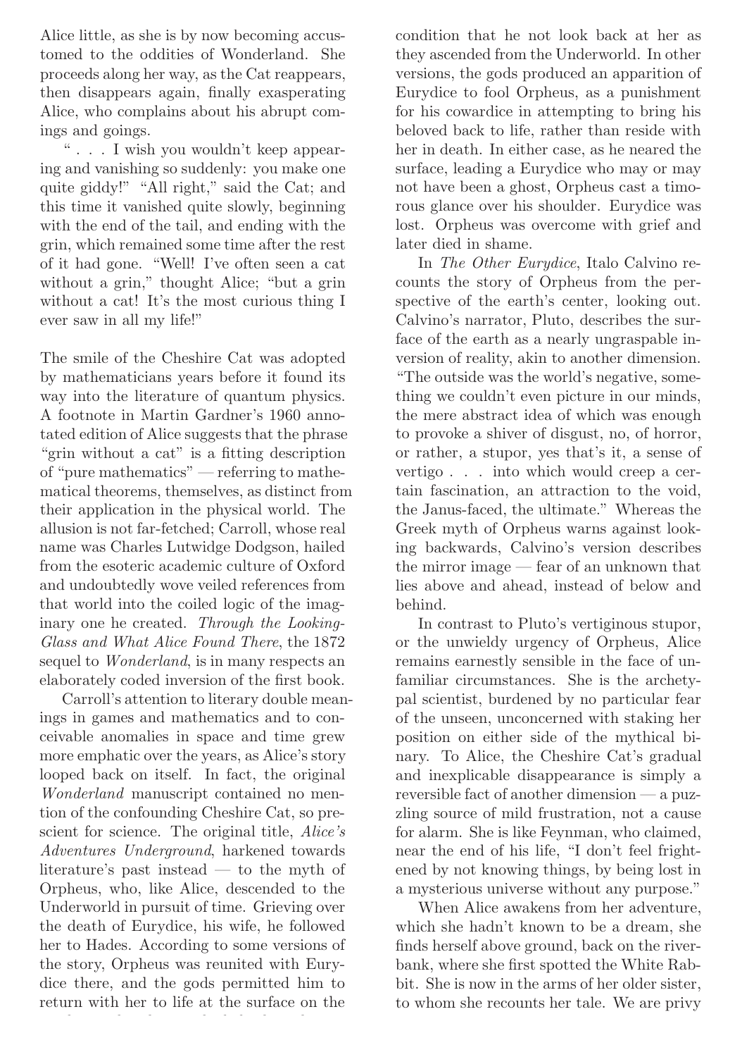Alice little, as she is by now becoming accustomed to the oddities of Wonderland. She proceeds along her way, as the Cat reappears, then disappears again, finally exasperating Alice, who complains about his abrupt comings and goings.

" . . . I wish you wouldn't keep appearing and vanishing so suddenly: you make one quite giddy!" "All right," said the Cat; and this time it vanished quite slowly, beginning with the end of the tail, and ending with the grin, which remained some time after the rest of it had gone. "Well! I've often seen a cat without a grin," thought Alice; "but a grin without a cat! It's the most curious thing I ever saw in all my life!"

The smile of the Cheshire Cat was adopted by mathematicians years before it found its way into the literature of quantum physics. A footnote in Martin Gardner's 1960 annotated edition of Alice suggests that the phrase "grin without a cat" is a fitting description of "pure mathematics" — referring to mathematical theorems, themselves, as distinct from their application in the physical world. The allusion is not far-fetched; Carroll, whose real name was Charles Lutwidge Dodgson, hailed from the esoteric academic culture of Oxford and undoubtedly wove veiled references from that world into the coiled logic of the imaginary one he created. *Through the Looking-Glass and What Alice Found There*, the 1872 sequel to *Wonderland*, is in many respects an elaborately coded inversion of the first book.

Carroll's attention to literary double meanings in games and mathematics and to conceivable anomalies in space and time grew more emphatic over the years, as Alice's story looped back on itself. In fact, the original *Wonderland* manuscript contained no mention of the confounding Cheshire Cat, so prescient for science. The original title, *Alice's Adventures Underground*, harkened towards literature's past instead — to the myth of Orpheus, who, like Alice, descended to the Underworld in pursuit of time. Grieving over the death of Eurydice, his wife, he followed her to Hades. According to some versions of the story, Orpheus was reunited with Eurydice there, and the gods permitted him to return with her to life at the surface on the condition that he not look back at her as they ascended from the Underworld. In other versions, the gods produced an apparition of Eurydice to fool Orpheus, as a punishment for his cowardice in attempting to bring his beloved back to life, rather than reside with her in death. In either case, as he neared the surface, leading a Eurydice who may or may not have been a ghost, Orpheus cast a timorous glance over his shoulder. Eurydice was lost. Orpheus was overcome with grief and later died in shame.

In *The Other Eurydice*, Italo Calvino recounts the story of Orpheus from the perspective of the earth's center, looking out. Calvino's narrator, Pluto, describes the surface of the earth as a nearly ungraspable inversion of reality, akin to another dimension. "The outside was the world's negative, something we couldn't even picture in our minds, the mere abstract idea of which was enough to provoke a shiver of disgust, no, of horror, or rather, a stupor, yes that's it, a sense of vertigo . . . into which would creep a certain fascination, an attraction to the void, the Janus-faced, the ultimate." Whereas the Greek myth of Orpheus warns against looking backwards, Calvino's version describes the mirror image — fear of an unknown that lies above and ahead, instead of below and behind.

In contrast to Pluto's vertiginous stupor, or the unwieldy urgency of Orpheus, Alice remains earnestly sensible in the face of unfamiliar circumstances. She is the archetypal scientist, burdened by no particular fear of the unseen, unconcerned with staking her position on either side of the mythical binary. To Alice, the Cheshire Cat's gradual and inexplicable disappearance is simply a reversible fact of another dimension — a puzzling source of mild frustration, not a cause for alarm. She is like Feynman, who claimed, near the end of his life, "I don't feel frightened by not knowing things, by being lost in a mysterious universe without any purpose."

When Alice awakens from her adventure, which she hadn't known to be a dream, she finds herself above ground, back on the riverbank, where she first spotted the White Rabbit. She is now in the arms of her older sister, to whom she recounts her tale. We are privy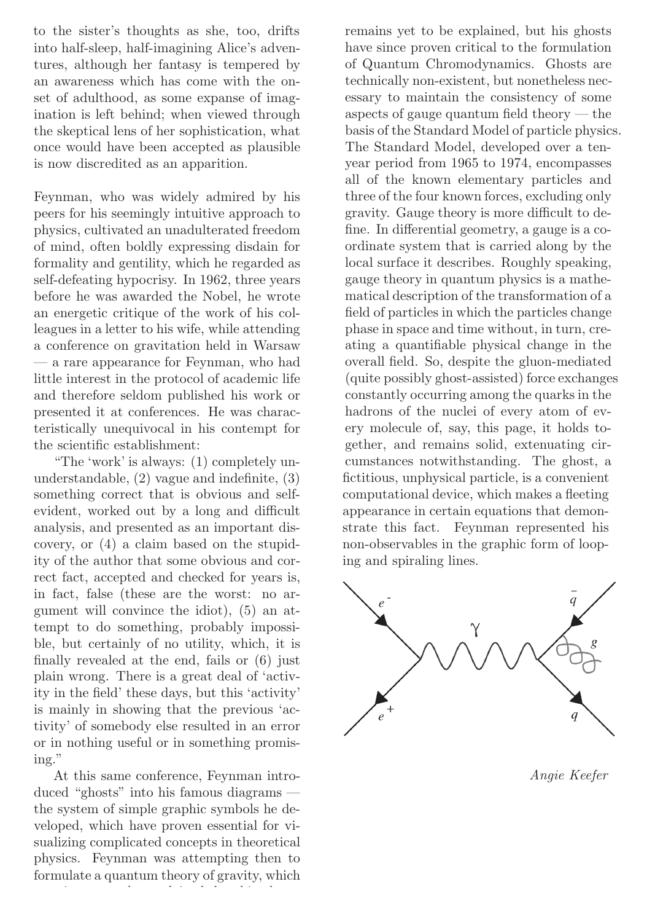to the sister's thoughts as she, too, drifts into half-sleep, half-imagining Alice's adventures, although her fantasy is tempered by an awareness which has come with the onset of adulthood, as some expanse of imagination is left behind; when viewed through the skeptical lens of her sophistication, what once would have been accepted as plausible is now discredited as an apparition.

Feynman, who was widely admired by his peers for his seemingly intuitive approach to physics, cultivated an unadulterated freedom of mind, often boldly expressing disdain for formality and gentility, which he regarded as self-defeating hypocrisy. In 1962, three years before he was awarded the Nobel, he wrote an energetic critique of the work of his colleagues in a letter to his wife, while attending a conference on gravitation held in Warsaw — a rare appearance for Feynman, who had little interest in the protocol of academic life and therefore seldom published his work or presented it at conferences. He was characteristically unequivocal in his contempt for the scientific establishment:

"The 'work' is always: (1) completely ununderstandable, (2) vague and indefinite, (3) something correct that is obvious and self-evident, worked out by a long and difficult analysis, and presented as an important discovery, or (4) a claim based on the stupidity of the author that some obvious and correct fact, accepted and checked for years is, in fact, false (these are the worst: no argument will convince the idiot), (5) an attempt to do something, probably impossible, but certainly of no utility, which, it is finally revealed at the end, fails or (6) just plain wrong. There is a great deal of 'activity in the field' these days, but this 'activity' is mainly in showing that the previous 'activity' of somebody else resulted in an error or in nothing useful or in something promising."

At this same conference, Feynman introduced "ghosts" into his famous diagrams — the system of simple graphic symbols he developed, which have proven essential for visualizing complicated concepts in theoretical physics. Feynman was attempting then to formulate a quantum theory of gravity, which remains yet to be explained, but his ghosts have since proven critical to the formulation of Quantum Chromodynamics. Ghosts are technically non-existent, but nonetheless necessary to maintain the consistency of some aspects of gauge quantum field theory — the basis of the Standard Model of particle physics. The Standard Model, developed over a ten-year period from 1965 to 1974, encompasses all of the known elementary particles and three of the four known forces, excluding only gravity. Gauge theory is more difficult to define. In differential geometry, a gauge is a coordinate system that is carried along by the local surface it describes. Roughly speaking, gauge theory in quantum physics is a mathematical description of the transformation of a field of particles in which the particles change phase in space and time without, in turn, creating a quantifiable physical change in the overall field. So, despite the gluon-mediated (quite possibly ghost-assisted) force exchanges constantly occurring among the quarks in the hadrons of the nuclei of every atom of every molecule of, say, this page, it holds together, and remains solid, extenuating circumstances notwithstanding. The ghost, a fictitious, unphysical particle, is a convenient computational device, which makes a fleeting appearance in certain equations that demonstrate this fact. Feynman represented his non-observables in the graphic form of looping and spiraling lines.

$e^-$ $\bar{q}$ $\gamma$ $g$ $e^+$ $q$

*Angie Keefer*